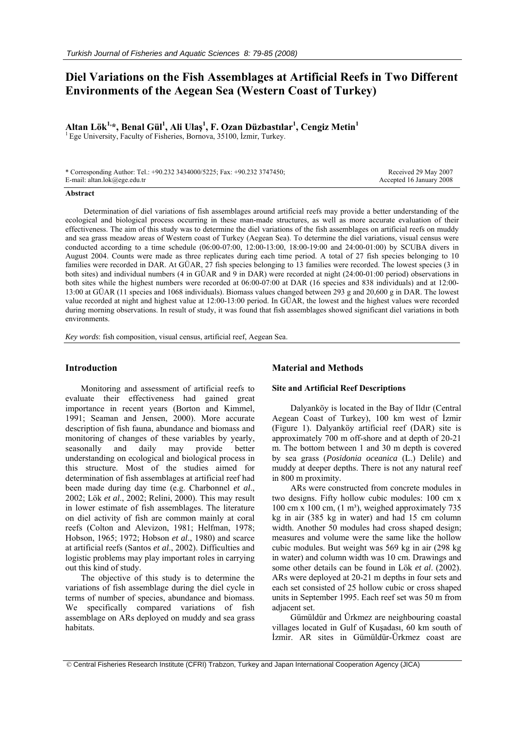# Diel Variations on the Fish Assemblages at Artificial Reefs in Two Different Environments of the Aegean Sea (Western Coast of Turkey)

**Altan Lök[1,*], Benal Gül[1], Ali Ulaş[1], F. Ozan Düzbastılar[1], Cengiz Metin[1]**

[1] Ege University, Faculty of Fisheries, Bornova, 35100, İzmir, Turkey.

\* Corresponding Author: Tel.: +90.232 3434000/5225; Fax: +90.232 3747450; E-mail: altan.lok@ege.edu.tr

Received 29 May 2007
Accepted 16 January 2008

**Abstract**

Determination of diel variations of fish assemblages around artificial reefs may provide a better understanding of the ecological and biological process occurring in these man-made structures, as well as more accurate evaluation of their effectiveness. The aim of this study was to determine the diel variations of the fish assemblages on artificial reefs on muddy and sea grass meadow areas of Western coast of Turkey (Aegean Sea). To determine the diel variations, visual census were conducted according to a time schedule (06:00-07:00, 12:00-13:00, 18:00-19:00 and 24:00-01:00) by SCUBA divers in August 2004. Counts were made as three replicates during each time period. A total of 27 fish species belonging to 10 families were recorded in DAR. At GÜAR, 27 fish species belonging to 13 families were recorded. The lowest species (3 in both sites) and individual numbers (4 in GÜAR and 9 in DAR) were recorded at night (24:00-01:00 period) observations in both sites while the highest numbers were recorded at 06:00-07:00 at DAR (16 species and 838 individuals) and at 12:00-13:00 at GÜAR (11 species and 1068 individuals). Biomass values changed between 293 g and 20,600 g in DAR. The lowest value recorded at night and highest value at 12:00-13:00 period. In GÜAR, the lowest and the highest values were recorded during morning observations. In result of study, it was found that fish assemblages showed significant diel variations in both environments.

*Key words*: fish composition, visual census, artificial reef, Aegean Sea.

## Introduction

Monitoring and assessment of artificial reefs to evaluate their effectiveness had gained great importance in recent years (Borton and Kimmel, 1991; Seaman and Jensen, 2000). More accurate description of fish fauna, abundance and biomass and monitoring of changes of these variables by yearly, seasonally and daily may provide better understanding on ecological and biological process in this structure. Most of the studies aimed for determination of fish assemblages at artificial reef had been made during day time (e.g. Charbonnel *et al*., 2002; Lök *et al*., 2002; Relini, 2000). This may result in lower estimate of fish assemblages. The literature on diel activity of fish are common mainly at coral reefs (Colton and Alevizon, 1981; Helfman, 1978; Hobson, 1965; 1972; Hobson *et al*., 1980) and scarce at artificial reefs (Santos *et al*., 2002). Difficulties and logistic problems may play important roles in carrying out this kind of study.

The objective of this study is to determine the variations of fish assemblage during the diel cycle in terms of number of species, abundance and biomass. We specifically compared variations of fish assemblage on ARs deployed on muddy and sea grass habitats.

## Material and Methods

### Site and Artificial Reef Descriptions

Dalyanköy is located in the Bay of Ildır (Central Aegean Coast of Turkey), 100 km west of İzmir (Figure 1). Dalyanköy artificial reef (DAR) site is approximately 700 m off-shore and at depth of 20-21 m. The bottom between 1 and 30 m depth is covered by sea grass (*Posidonia oceanica* (L.) Delile) and muddy at deeper depths. There is not any natural reef in 800 m proximity.

ARs were constructed from concrete modules in two designs. Fifty hollow cubic modules: 100 cm x 100 cm x 100 cm, (1 m³), weighed approximately 735 kg in air (385 kg in water) and had 15 cm column width. Another 50 modules had cross shaped design; measures and volume were the same like the hollow cubic modules. But weight was 569 kg in air (298 kg in water) and column width was 10 cm. Drawings and some other details can be found in Lök *et al*. (2002). ARs were deployed at 20-21 m depths in four sets and each set consisted of 25 hollow cubic or cross shaped units in September 1995. Each reef set was 50 m from adjacent set.

Gümüldür and Ürkmez are neighbouring coastal villages located in Gulf of Kuşadası, 60 km south of İzmir. AR sites in Gümüldür-Ürkmez coast are

© Central Fisheries Research Institute (CFRI) Trabzon, Turkey and Japan International Cooperation Agency (JICA)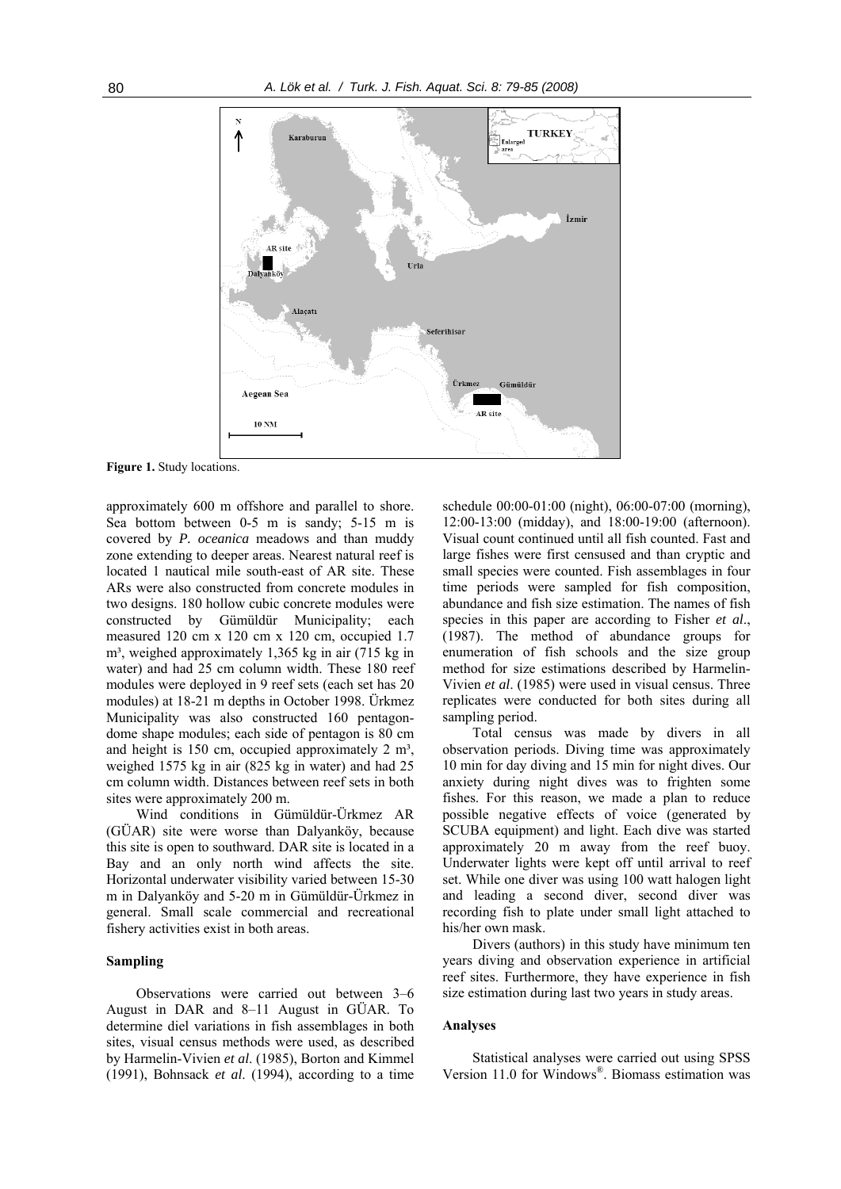N

Karaburun

TURKEY

Enlarged area

İzmir

AR site

Dalyanköy

Urla

Alaçatı

Seferihisar

Ürkmez

Gümüldür

Aegean Sea

AR site

10 NM

**Figure 1.** Study locations.

approximately 600 m offshore and parallel to shore. Sea bottom between 0-5 m is sandy; 5-15 m is covered by *P. oceanica* meadows and than muddy zone extending to deeper areas. Nearest natural reef is located 1 nautical mile south-east of AR site. These ARs were also constructed from concrete modules in two designs. 180 hollow cubic concrete modules were constructed by Gümüldür Municipality; each measured 120 cm x 120 cm x 120 cm, occupied 1.7 m³, weighed approximately 1,365 kg in air (715 kg in water) and had 25 cm column width. These 180 reef modules were deployed in 9 reef sets (each set has 20 modules) at 18-21 m depths in October 1998. Ürkmez Municipality was also constructed 160 pentagon-dome shape modules; each side of pentagon is 80 cm and height is 150 cm, occupied approximately 2 m³, weighed 1575 kg in air (825 kg in water) and had 25 cm column width. Distances between reef sets in both sites were approximately 200 m.

Wind conditions in Gümüldür-Ürkmez AR (GÜAR) site were worse than Dalyanköy, because this site is open to southward. DAR site is located in a Bay and an only north wind affects the site. Horizontal underwater visibility varied between 15-30 m in Dalyanköy and 5-20 m in Gümüldür-Ürkmez in general. Small scale commercial and recreational fishery activities exist in both areas.

### Sampling

Observations were carried out between 3–6 August in DAR and 8–11 August in GÜAR. To determine diel variations in fish assemblages in both sites, visual census methods were used, as described by Harmelin-Vivien *et al*. (1985), Borton and Kimmel (1991), Bohnsack *et al*. (1994), according to a time schedule 00:00-01:00 (night), 06:00-07:00 (morning), 12:00-13:00 (midday), and 18:00-19:00 (afternoon). Visual count continued until all fish counted. Fast and large fishes were first censused and than cryptic and small species were counted. Fish assemblages in four time periods were sampled for fish composition, abundance and fish size estimation. The names of fish species in this paper are according to Fisher *et al*., (1987). The method of abundance groups for enumeration of fish schools and the size group method for size estimations described by Harmelin-Vivien *et al*. (1985) were used in visual census. Three replicates were conducted for both sites during all sampling period.

Total census was made by divers in all observation periods. Diving time was approximately 10 min for day diving and 15 min for night dives. Our anxiety during night dives was to frighten some fishes. For this reason, we made a plan to reduce possible negative effects of voice (generated by SCUBA equipment) and light. Each dive was started approximately 20 m away from the reef buoy. Underwater lights were kept off until arrival to reef set. While one diver was using 100 watt halogen light and leading a second diver, second diver was recording fish to plate under small light attached to his/her own mask.

Divers (authors) in this study have minimum ten years diving and observation experience in artificial reef sites. Furthermore, they have experience in fish size estimation during last two years in study areas.

### Analyses

Statistical analyses were carried out using SPSS Version 11.0 for Windows®. Biomass estimation was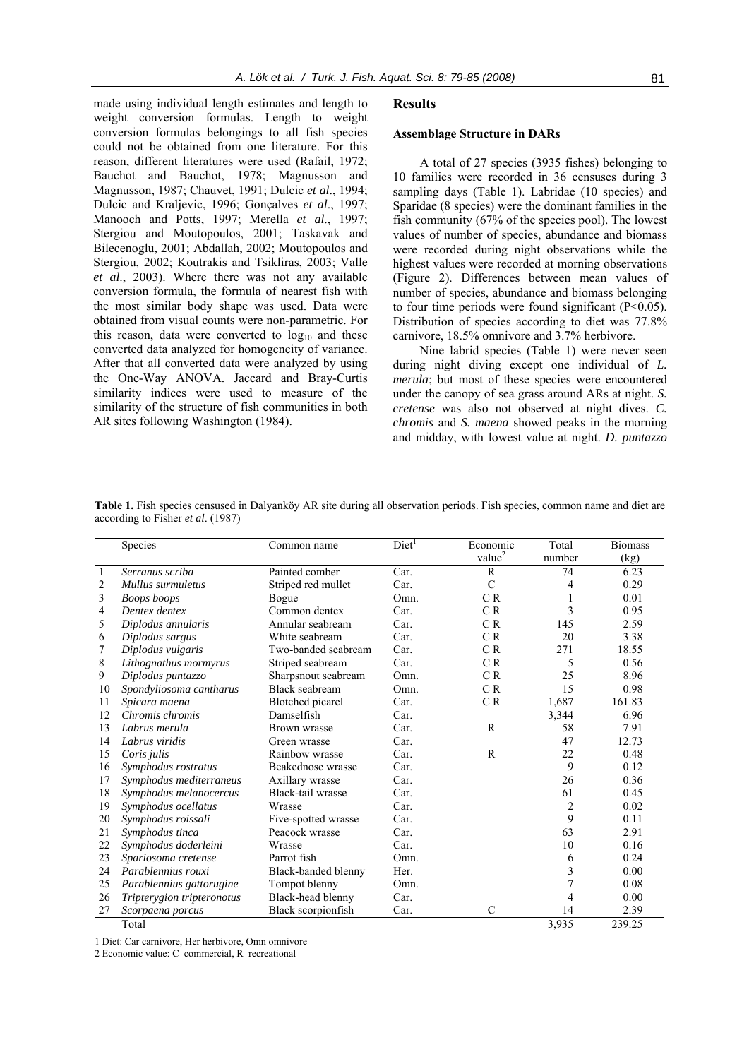made using individual length estimates and length to weight conversion formulas. Length to weight conversion formulas belongings to all fish species could not be obtained from one literature. For this reason, different literatures were used (Rafail, 1972; Bauchot and Bauchot, 1978; Magnusson and Magnusson, 1987; Chauvet, 1991; Dulcic *et al*., 1994; Dulcic and Kraljevic, 1996; Gonçalves *et al*., 1997; Manooch and Potts, 1997; Merella *et al*., 1997; Stergiou and Moutopoulos, 2001; Taskavak and Bilecenoglu, 2001; Abdallah, 2002; Moutopoulos and Stergiou, 2002; Koutrakis and Tsikliras, 2003; Valle *et al*., 2003). Where there was not any available conversion formula, the formula of nearest fish with the most similar body shape was used. Data were obtained from visual counts were non-parametric. For this reason, data were converted to $\log_{10}$ and these converted data analyzed for homogeneity of variance. After that all converted data were analyzed by using the One-Way ANOVA. Jaccard and Bray-Curtis similarity indices were used to measure of the similarity of the structure of fish communities in both AR sites following Washington (1984).

## Results

### Assemblage Structure in DARs

A total of 27 species (3935 fishes) belonging to 10 families were recorded in 36 censuses during 3 sampling days (Table 1). Labridae (10 species) and Sparidae (8 species) were the dominant families in the fish community (67% of the species pool). The lowest values of number of species, abundance and biomass were recorded during night observations while the highest values were recorded at morning observations (Figure 2). Differences between mean values of number of species, abundance and biomass belonging to four time periods were found significant ($P<0.05$). Distribution of species according to diet was 77.8% carnivore, 18.5% omnivore and 3.7% herbivore.

Nine labrid species (Table 1) were never seen during night diving except one individual of *L. merula*; but most of these species were encountered under the canopy of sea grass around ARs at night. *S. cretense* was also not observed at night dives. *C. chromis* and *S. maena* showed peaks in the morning and midday, with lowest value at night. *D. puntazzo*

**Table 1.** Fish species censused in Dalyanköy AR site during all observation periods. Fish species, common name and diet are according to Fisher *et al*. (1987)

| | Species | Common name | Diet[1] | Economic value[2] | Total number | Biomass (kg) |
|---|---|---|---|---|---|---|
| 1 | *Serranus scriba* | Painted comber | Car. | R | 74 | 6.23 |
| 2 | *Mullus surmuletus* | Striped red mullet | Car. | C | 4 | 0.29 |
| 3 | *Boops boops* | Bogue | Omn. | C R | 1 | 0.01 |
| 4 | *Dentex dentex* | Common dentex | Car. | C R | 3 | 0.95 |
| 5 | *Diplodus annularis* | Annular seabream | Car. | C R | 145 | 2.59 |
| 6 | *Diplodus sargus* | White seabream | Car. | C R | 20 | 3.38 |
| 7 | *Diplodus vulgaris* | Two-banded seabream | Car. | C R | 271 | 18.55 |
| 8 | *Lithognathus mormyrus* | Striped seabream | Car. | C R | 5 | 0.56 |
| 9 | *Diplodus puntazzo* | Sharpsnout seabream | Omn. | C R | 25 | 8.96 |
| 10 | *Spondyliosoma cantharus* | Black seabream | Omn. | C R | 15 | 0.98 |
| 11 | *Spicara maena* | Blotched picarel | Car. | C R | 1,687 | 161.83 |
| 12 | *Chromis chromis* | Damselfish | Car. | | 3,344 | 6.96 |
| 13 | *Labrus merula* | Brown wrasse | Car. | R | 58 | 7.91 |
| 14 | *Labrus viridis* | Green wrasse | Car. | | 47 | 12.73 |
| 15 | *Coris julis* | Rainbow wrasse | Car. | R | 22 | 0.48 |
| 16 | *Symphodus rostratus* | Beakednose wrasse | Car. | | 9 | 0.12 |
| 17 | *Symphodus mediterraneus* | Axillary wrasse | Car. | | 26 | 0.36 |
| 18 | *Symphodus melanocercus* | Black-tail wrasse | Car. | | 61 | 0.45 |
| 19 | *Symphodus ocellatus* | Wrasse | Car. | | 2 | 0.02 |
| 20 | *Symphodus roissali* | Five-spotted wrasse | Car. | | 9 | 0.11 |
| 21 | *Symphodus tinca* | Peacock wrasse | Car. | | 63 | 2.91 |
| 22 | *Symphodus doderleini* | Wrasse | Car. | | 10 | 0.16 |
| 23 | *Spariosoma cretense* | Parrot fish | Omn. | | 6 | 0.24 |
| 24 | *Parablennius rouxi* | Black-banded blenny | Her. | | 3 | 0.00 |
| 25 | *Parablennius gattorugine* | Tompot blenny | Omn. | | 7 | 0.08 |
| 26 | *Tripterygion tripteronotus* | Black-head blenny | Car. | | 4 | 0.00 |
| 27 | *Scorpaena porcus* | Black scorpionfish | Car. | C | 14 | 2.39 |
| | Total | | | | 3,935 | 239.25 |

1 Diet: Car carnivore, Her herbivore, Omn omnivore

2 Economic value: C commercial, R recreational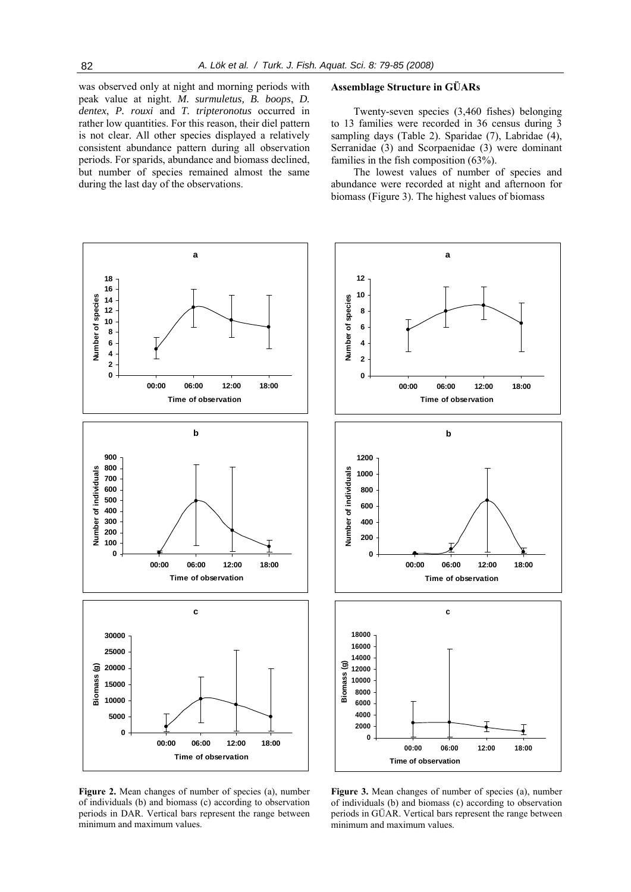was observed only at night and morning periods with peak value at night. *M. surmuletus, B. boops*, *D. dentex*, *P. rouxi* and *T. tripteronotus* occurred in rather low quantities. For this reason, their diel pattern is not clear. All other species displayed a relatively consistent abundance pattern during all observation periods. For sparids, abundance and biomass declined, but number of species remained almost the same during the last day of the observations.

## Assemblage Structure in GÜARs

Twenty-seven species (3,460 fishes) belonging to 13 families were recorded in 36 census during 3 sampling days (Table 2). Sparidae (7), Labridae (4), Serranidae (3) and Scorpaenidae (3) were dominant families in the fish composition (63%).

The lowest values of number of species and abundance were recorded at night and afternoon for biomass (Figure 3). The highest values of biomass

a

Number of species

0 2 4 6 8 10 12 14 16 18

00:00 06:00 12:00 18:00

Time of observation

b

Number of individuals

0 100 200 300 400 500 600 700 800 900

00:00 06:00 12:00 18:00

Time of observation

c

Biomass (g)

0 5000 10000 15000 20000 25000 30000

00:00 06:00 12:00 18:00

Time of observation

**Figure 2.** Mean changes of number of species (a), number of individuals (b) and biomass (c) according to observation periods in DAR. Vertical bars represent the range between minimum and maximum values.

a

Number of species

0 2 4 6 8 10 12

00:00 06:00 12:00 18:00

Time of observation

b

Number of individuals

0 200 400 600 800 1000 1200

00:00 06:00 12:00 18:00

Time of observation

c

Biomass (g)

0 2000 4000 6000 8000 10000 12000 14000 16000 18000

00:00 06:00 12:00 18:00

Time of observation

**Figure 3.** Mean changes of number of species (a), number of individuals (b) and biomass (c) according to observation periods in GÜAR. Vertical bars represent the range between minimum and maximum values.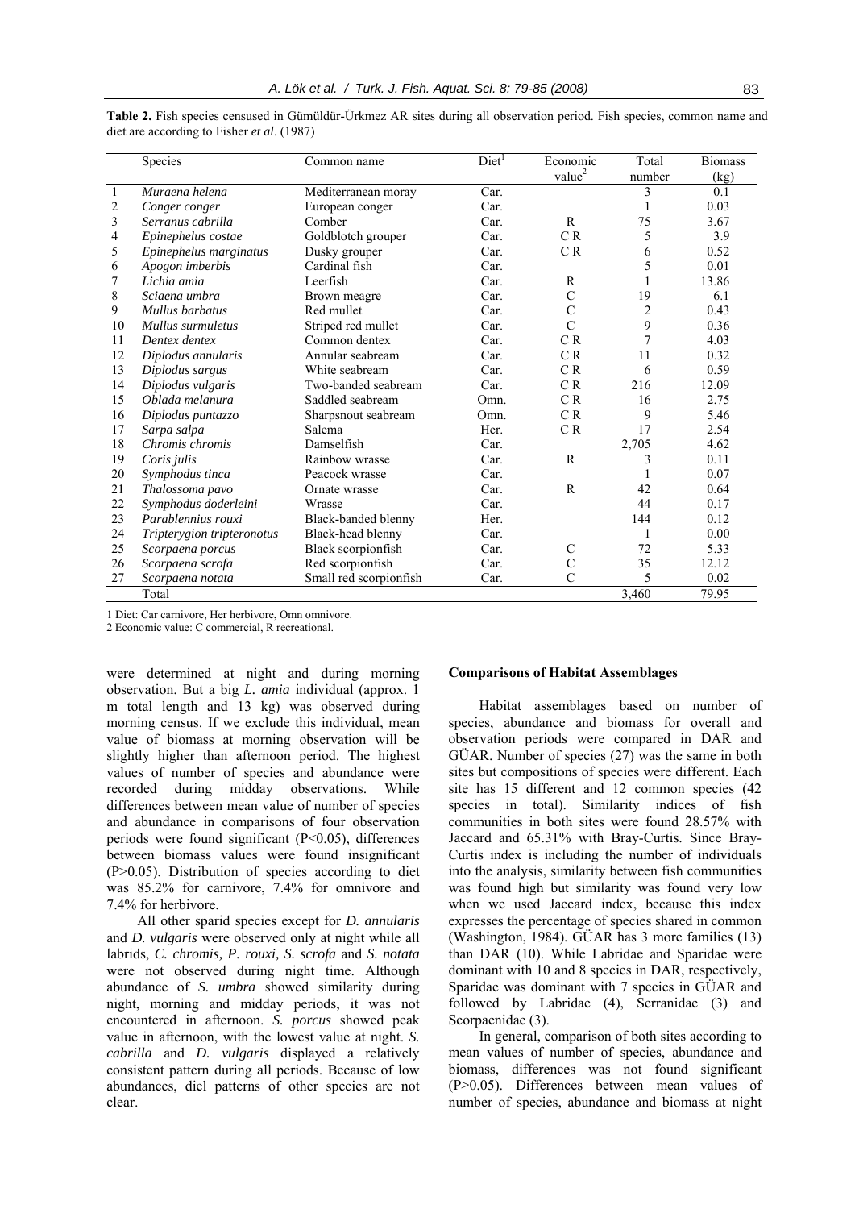**Table 2.** Fish species censused in Gümüldür-Ürkmez AR sites during all observation period. Fish species, common name and diet are according to Fisher *et al*. (1987)

| | Species | Common name | Diet[1] | Economic value[2] | Total number | Biomass (kg) |
|---|---|---|---|---|---|---|
| 1 | *Muraena helena* | Mediterranean moray | Car. | | 3 | 0.1 |
| 2 | *Conger conger* | European conger | Car. | | 1 | 0.03 |
| 3 | *Serranus cabrilla* | Comber | Car. | R | 75 | 3.67 |
| 4 | *Epinephelus costae* | Goldblotch grouper | Car. | C R | 5 | 3.9 |
| 5 | *Epinephelus marginatus* | Dusky grouper | Car. | C R | 6 | 0.52 |
| 6 | *Apogon imberbis* | Cardinal fish | Car. | | 5 | 0.01 |
| 7 | *Lichia amia* | Leerfish | Car. | R | 1 | 13.86 |
| 8 | *Sciaena umbra* | Brown meagre | Car. | C | 19 | 6.1 |
| 9 | *Mullus barbatus* | Red mullet | Car. | C | 2 | 0.43 |
| 10 | *Mullus surmuletus* | Striped red mullet | Car. | C | 9 | 0.36 |
| 11 | *Dentex dentex* | Common dentex | Car. | C R | 7 | 4.03 |
| 12 | *Diplodus annularis* | Annular seabream | Car. | C R | 11 | 0.32 |
| 13 | *Diplodus sargus* | White seabream | Car. | C R | 6 | 0.59 |
| 14 | *Diplodus vulgaris* | Two-banded seabream | Car. | C R | 216 | 12.09 |
| 15 | *Oblada melanura* | Saddled seabream | Omn. | C R | 16 | 2.75 |
| 16 | *Diplodus puntazzo* | Sharpsnout seabream | Omn. | C R | 9 | 5.46 |
| 17 | *Sarpa salpa* | Salema | Her. | C R | 17 | 2.54 |
| 18 | *Chromis chromis* | Damselfish | Car. | | 2,705 | 4.62 |
| 19 | *Coris julis* | Rainbow wrasse | Car. | R | 3 | 0.11 |
| 20 | *Symphodus tinca* | Peacock wrasse | Car. | | 1 | 0.07 |
| 21 | *Thalossoma pavo* | Ornate wrasse | Car. | R | 42 | 0.64 |
| 22 | *Symphodus doderleini* | Wrasse | Car. | | 44 | 0.17 |
| 23 | *Parablennius rouxi* | Black-banded blenny | Her. | | 144 | 0.12 |
| 24 | *Tripterygion tripteronotus* | Black-head blenny | Car. | | 1 | 0.00 |
| 25 | *Scorpaena porcus* | Black scorpionfish | Car. | C | 72 | 5.33 |
| 26 | *Scorpaena scrofa* | Red scorpionfish | Car. | C | 35 | 12.12 |
| 27 | *Scorpaena notata* | Small red scorpionfish | Car. | C | 5 | 0.02 |
| | Total | | | | 3,460 | 79.95 |

1 Diet: Car carnivore, Her herbivore, Omn omnivore.
2 Economic value: C commercial, R recreational.

were determined at night and during morning observation. But a big *L. amia* individual (approx. 1 m total length and 13 kg) was observed during morning census. If we exclude this individual, mean value of biomass at morning observation will be slightly higher than afternoon period. The highest values of number of species and abundance were recorded during midday observations. While differences between mean value of number of species and abundance in comparisons of four observation periods were found significant ($P<0.05$), differences between biomass values were found insignificant ($P>0.05$). Distribution of species according to diet was 85.2% for carnivore, 7.4% for omnivore and 7.4% for herbivore.

All other sparid species except for *D. annularis* and *D. vulgaris* were observed only at night while all labrids, *C. chromis, P. rouxi, S. scrofa* and *S. notata* were not observed during night time. Although abundance of *S. umbra* showed similarity during night, morning and midday periods, it was not encountered in afternoon. *S. porcus* showed peak value in afternoon, with the lowest value at night. *S. cabrilla* and *D. vulgaris* displayed a relatively consistent pattern during all periods. Because of low abundances, diel patterns of other species are not clear.

### Comparisons of Habitat Assemblages

Habitat assemblages based on number of species, abundance and biomass for overall and observation periods were compared in DAR and GÜAR. Number of species (27) was the same in both sites but compositions of species were different. Each site has 15 different and 12 common species (42 species in total). Similarity indices of fish communities in both sites were found 28.57% with Jaccard and 65.31% with Bray-Curtis. Since Bray-Curtis index is including the number of individuals into the analysis, similarity between fish communities was found high but similarity was found very low when we used Jaccard index, because this index expresses the percentage of species shared in common (Washington, 1984). GÜAR has 3 more families (13) than DAR (10). While Labridae and Sparidae were dominant with 10 and 8 species in DAR, respectively, Sparidae was dominant with 7 species in GÜAR and followed by Labridae (4), Serranidae (3) and Scorpaenidae (3).

In general, comparison of both sites according to mean values of number of species, abundance and biomass, differences was not found significant ($P>0.05$). Differences between mean values of number of species, abundance and biomass at night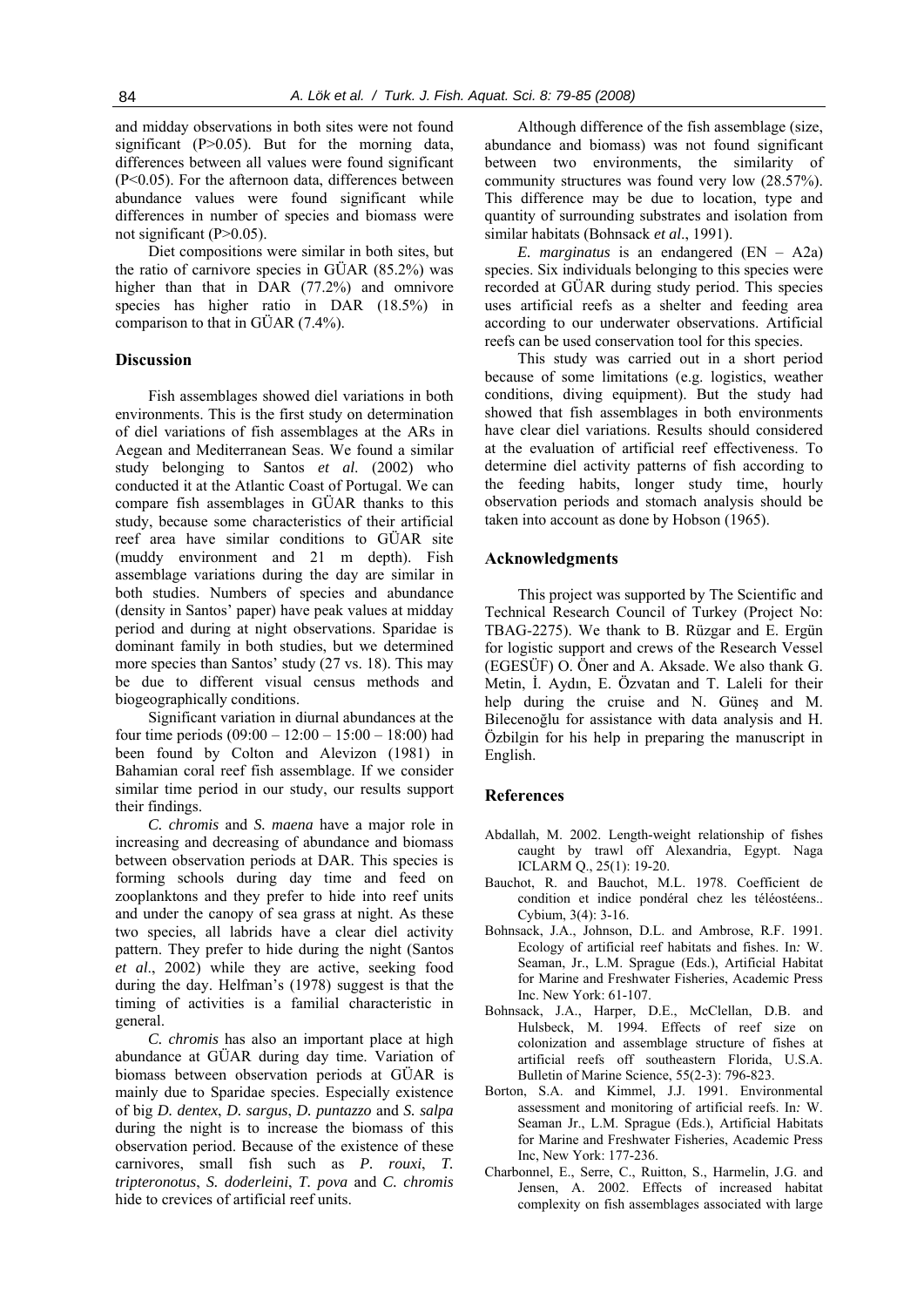and midday observations in both sites were not found significant (P>0.05). But for the morning data, differences between all values were found significant (P<0.05). For the afternoon data, differences between abundance values were found significant while differences in number of species and biomass were not significant (P>0.05).

Diet compositions were similar in both sites, but the ratio of carnivore species in GÜAR (85.2%) was higher than that in DAR (77.2%) and omnivore species has higher ratio in DAR (18.5%) in comparison to that in GÜAR (7.4%).

## Discussion

Fish assemblages showed diel variations in both environments. This is the first study on determination of diel variations of fish assemblages at the ARs in Aegean and Mediterranean Seas. We found a similar study belonging to Santos *et al*. (2002) who conducted it at the Atlantic Coast of Portugal. We can compare fish assemblages in GÜAR thanks to this study, because some characteristics of their artificial reef area have similar conditions to GÜAR site (muddy environment and 21 m depth). Fish assemblage variations during the day are similar in both studies. Numbers of species and abundance (density in Santos' paper) have peak values at midday period and during at night observations. Sparidae is dominant family in both studies, but we determined more species than Santos' study (27 vs. 18). This may be due to different visual census methods and biogeographically conditions.

Significant variation in diurnal abundances at the four time periods (09:00 – 12:00 – 15:00 – 18:00) had been found by Colton and Alevizon (1981) in Bahamian coral reef fish assemblage. If we consider similar time period in our study, our results support their findings.

*C. chromis* and *S. maena* have a major role in increasing and decreasing of abundance and biomass between observation periods at DAR. This species is forming schools during day time and feed on zooplanktons and they prefer to hide into reef units and under the canopy of sea grass at night. As these two species, all labrids have a clear diel activity pattern. They prefer to hide during the night (Santos *et al*., 2002) while they are active, seeking food during the day. Helfman's (1978) suggest is that the timing of activities is a familial characteristic in general.

*C. chromis* has also an important place at high abundance at GÜAR during day time. Variation of biomass between observation periods at GÜAR is mainly due to Sparidae species. Especially existence of big *D. dentex*, *D. sargus*, *D. puntazzo* and *S. salpa* during the night is to increase the biomass of this observation period. Because of the existence of these carnivores, small fish such as *P. rouxi*, *T. tripteronotus*, *S. doderleini*, *T. pova* and *C. chromis* hide to crevices of artificial reef units.

Although difference of the fish assemblage (size, abundance and biomass) was not found significant between two environments, the similarity of community structures was found very low (28.57%). This difference may be due to location, type and quantity of surrounding substrates and isolation from similar habitats (Bohnsack *et al*., 1991).

*E. marginatus* is an endangered (EN – A2a) species. Six individuals belonging to this species were recorded at GÜAR during study period. This species uses artificial reefs as a shelter and feeding area according to our underwater observations. Artificial reefs can be used conservation tool for this species.

This study was carried out in a short period because of some limitations (e.g. logistics, weather conditions, diving equipment). But the study had showed that fish assemblages in both environments have clear diel variations. Results should considered at the evaluation of artificial reef effectiveness. To determine diel activity patterns of fish according to the feeding habits, longer study time, hourly observation periods and stomach analysis should be taken into account as done by Hobson (1965).

## Acknowledgments

This project was supported by The Scientific and Technical Research Council of Turkey (Project No: TBAG-2275). We thank to B. Rüzgar and E. Ergün for logistic support and crews of the Research Vessel (EGESÜF) O. Öner and A. Aksade. We also thank G. Metin, İ. Aydın, E. Özvatan and T. Laleli for their help during the cruise and N. Güneş and M. Bilecenoğlu for assistance with data analysis and H. Özbilgin for his help in preparing the manuscript in English.

## References

Abdallah, M. 2002. Length-weight relationship of fishes caught by trawl off Alexandria, Egypt. Naga ICLARM Q., 25(1): 19-20.

Bauchot, R. and Bauchot, M.L. 1978. Coefficient de condition et indice pondéral chez les téléostéens.. Cybium, 3(4): 3-16.

Bohnsack, J.A., Johnson, D.L. and Ambrose, R.F. 1991. Ecology of artificial reef habitats and fishes. In*:* W. Seaman, Jr., L.M. Sprague (Eds.), Artificial Habitat for Marine and Freshwater Fisheries, Academic Press Inc. New York: 61-107.

Bohnsack, J.A., Harper, D.E., McClellan, D.B. and Hulsbeck, M. 1994. Effects of reef size on colonization and assemblage structure of fishes at artificial reefs off southeastern Florida, U.S.A. Bulletin of Marine Science, 55(2-3): 796-823.

Borton, S.A. and Kimmel, J.J. 1991. Environmental assessment and monitoring of artificial reefs. In*:* W. Seaman Jr., L.M. Sprague (Eds.), Artificial Habitats for Marine and Freshwater Fisheries, Academic Press Inc, New York: 177-236.

Charbonnel, E., Serre, C., Ruitton, S., Harmelin, J.G. and Jensen, A. 2002. Effects of increased habitat complexity on fish assemblages associated with large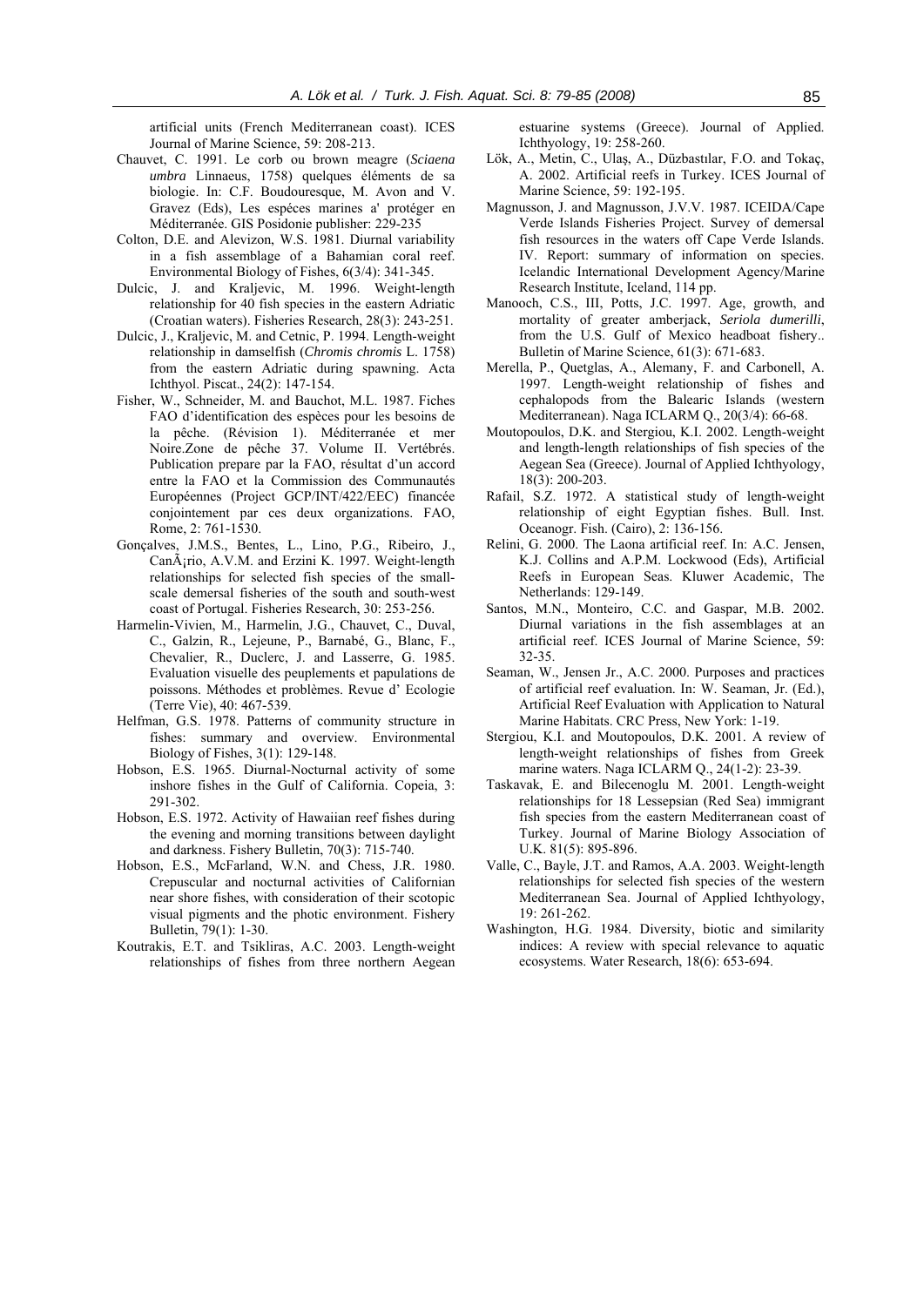artificial units (French Mediterranean coast). ICES Journal of Marine Science, 59: 208-213.

Chauvet, C. 1991. Le corb ou brown meagre (*Sciaena umbra* Linnaeus, 1758) quelques éléments de sa biologie. In: C.F. Boudouresque, M. Avon and V. Gravez (Eds), Les espéces marines a' protéger en Méditerranée. GIS Posidonie publisher: 229-235

Colton, D.E. and Alevizon, W.S. 1981. Diurnal variability in a fish assemblage of a Bahamian coral reef. Environmental Biology of Fishes, 6(3/4): 341-345.

Dulcic, J. and Kraljevic, M. 1996. Weight-length relationship for 40 fish species in the eastern Adriatic (Croatian waters). Fisheries Research, 28(3): 243-251.

Dulcic, J., Kraljevic, M. and Cetnic, P. 1994. Length-weight relationship in damselfish (*Chromis chromis* L. 1758) from the eastern Adriatic during spawning. Acta Ichthyol. Piscat., 24(2): 147-154.

Fisher, W., Schneider, M. and Bauchot, M.L. 1987. Fiches FAO d'identification des espèces pour les besoins de la pêche. (Révision 1). Méditerranée et mer Noire.Zone de pêche 37. Volume II. Vertébrés. Publication prepare par la FAO, résultat d'un accord entre la FAO et la Commission des Communautés Européennes (Project GCP/INT/422/EEC) financée conjointement par ces deux organizations. FAO, Rome, 2: 761-1530.

Gonçalves, J.M.S., Bentes, L., Lino, P.G., Ribeiro, J., CanÃ¡rio, A.V.M. and Erzini K. 1997. Weight-length relationships for selected fish species of the small-scale demersal fisheries of the south and south-west coast of Portugal. Fisheries Research, 30: 253-256.

Harmelin-Vivien, M., Harmelin, J.G., Chauvet, C., Duval, C., Galzin, R., Lejeune, P., Barnabé, G., Blanc, F., Chevalier, R., Duclerc, J. and Lasserre, G. 1985. Evaluation visuelle des peuplements et papulations de poissons. Méthodes et problèmes. Revue d' Ecologie (Terre Vie), 40: 467-539.

Helfman, G.S. 1978. Patterns of community structure in fishes: summary and overview. Environmental Biology of Fishes, 3(1): 129-148.

Hobson, E.S. 1965. Diurnal-Nocturnal activity of some inshore fishes in the Gulf of California. Copeia, 3: 291-302.

Hobson, E.S. 1972. Activity of Hawaiian reef fishes during the evening and morning transitions between daylight and darkness. Fishery Bulletin, 70(3): 715-740.

Hobson, E.S., McFarland, W.N. and Chess, J.R. 1980. Crepuscular and nocturnal activities of Californian near shore fishes, with consideration of their scotopic visual pigments and the photic environment. Fishery Bulletin, 79(1): 1-30.

Koutrakis, E.T. and Tsikliras, A.C. 2003. Length-weight relationships of fishes from three northern Aegean estuarine systems (Greece). Journal of Applied. Ichthyology, 19: 258-260.

Lök, A., Metin, C., Ulaş, A., Düzbastılar, F.O. and Tokaç, A. 2002. Artificial reefs in Turkey. ICES Journal of Marine Science, 59: 192-195.

Magnusson, J. and Magnusson, J.V.V. 1987. ICEIDA/Cape Verde Islands Fisheries Project. Survey of demersal fish resources in the waters off Cape Verde Islands. IV. Report: summary of information on species. Icelandic International Development Agency/Marine Research Institute, Iceland, 114 pp.

Manooch, C.S., III, Potts, J.C. 1997. Age, growth, and mortality of greater amberjack, *Seriola dumerilli*, from the U.S. Gulf of Mexico headboat fishery.. Bulletin of Marine Science, 61(3): 671-683.

Merella, P., Quetglas, A., Alemany, F. and Carbonell, A. 1997. Length-weight relationship of fishes and cephalopods from the Balearic Islands (western Mediterranean). Naga ICLARM Q., 20(3/4): 66-68.

Moutopoulos, D.K. and Stergiou, K.I. 2002. Length-weight and length-length relationships of fish species of the Aegean Sea (Greece). Journal of Applied Ichthyology, 18(3): 200-203.

Rafail, S.Z. 1972. A statistical study of length-weight relationship of eight Egyptian fishes. Bull. Inst. Oceanogr. Fish. (Cairo), 2: 136-156.

Relini, G. 2000. The Laona artificial reef. In: A.C. Jensen, K.J. Collins and A.P.M. Lockwood (Eds), Artificial Reefs in European Seas. Kluwer Academic, The Netherlands: 129-149.

Santos, M.N., Monteiro, C.C. and Gaspar, M.B. 2002. Diurnal variations in the fish assemblages at an artificial reef. ICES Journal of Marine Science, 59: 32-35.

Seaman, W., Jensen Jr., A.C. 2000. Purposes and practices of artificial reef evaluation. In: W. Seaman, Jr. (Ed.), Artificial Reef Evaluation with Application to Natural Marine Habitats. CRC Press, New York: 1-19.

Stergiou, K.I. and Moutopoulos, D.K. 2001. A review of length-weight relationships of fishes from Greek marine waters. Naga ICLARM Q., 24(1-2): 23-39.

Taskavak, E. and Bilecenoglu M. 2001. Length-weight relationships for 18 Lessepsian (Red Sea) immigrant fish species from the eastern Mediterranean coast of Turkey. Journal of Marine Biology Association of U.K. 81(5): 895-896.

Valle, C., Bayle, J.T. and Ramos, A.A. 2003. Weight-length relationships for selected fish species of the western Mediterranean Sea. Journal of Applied Ichthyology, 19: 261-262.

Washington, H.G. 1984. Diversity, biotic and similarity indices: A review with special relevance to aquatic ecosystems. Water Research, 18(6): 653-694.